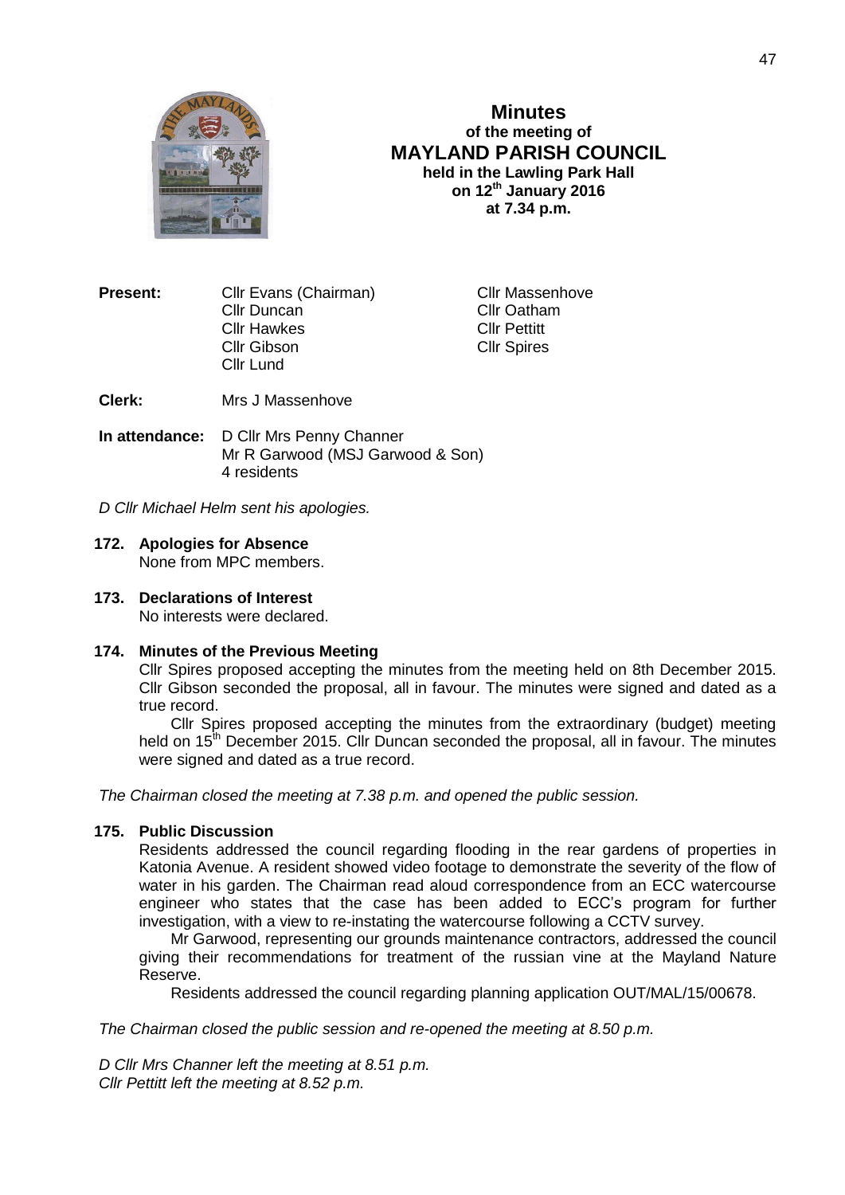# Minutes
## of the meeting of
## MAYLAND PARISH COUNCIL
**held in the Lawling Park Hall**
**on 12th January 2016**
**at 7.34 p.m.**

**Present:** Cllr Evans (Chairman), Cllr Duncan, Cllr Hawkes, Cllr Gibson, Cllr Lund, Cllr Massenhove, Cllr Oatham, Cllr Pettitt, Cllr Spires

**Clerk:** Mrs J Massenhove

**In attendance:** D Cllr Mrs Penny Channer
Mr R Garwood (MSJ Garwood & Son)
4 residents

*D Cllr Michael Helm sent his apologies.*

**172. Apologies for Absence**
None from MPC members.

**173. Declarations of Interest**
No interests were declared.

**174. Minutes of the Previous Meeting**
Cllr Spires proposed accepting the minutes from the meeting held on 8th December 2015. Cllr Gibson seconded the proposal, all in favour. The minutes were signed and dated as a true record.

Cllr Spires proposed accepting the minutes from the extraordinary (budget) meeting held on 15th December 2015. Cllr Duncan seconded the proposal, all in favour. The minutes were signed and dated as a true record.

*The Chairman closed the meeting at 7.38 p.m. and opened the public session.*

**175. Public Discussion**
Residents addressed the council regarding flooding in the rear gardens of properties in Katonia Avenue. A resident showed video footage to demonstrate the severity of the flow of water in his garden. The Chairman read aloud correspondence from an ECC watercourse engineer who states that the case has been added to ECC's program for further investigation, with a view to re-instating the watercourse following a CCTV survey.

Mr Garwood, representing our grounds maintenance contractors, addressed the council giving their recommendations for treatment of the russian vine at the Mayland Nature Reserve.

Residents addressed the council regarding planning application OUT/MAL/15/00678.

*The Chairman closed the public session and re-opened the meeting at 8.50 p.m.*

*D Cllr Mrs Channer left the meeting at 8.51 p.m.*
*Cllr Pettitt left the meeting at 8.52 p.m.*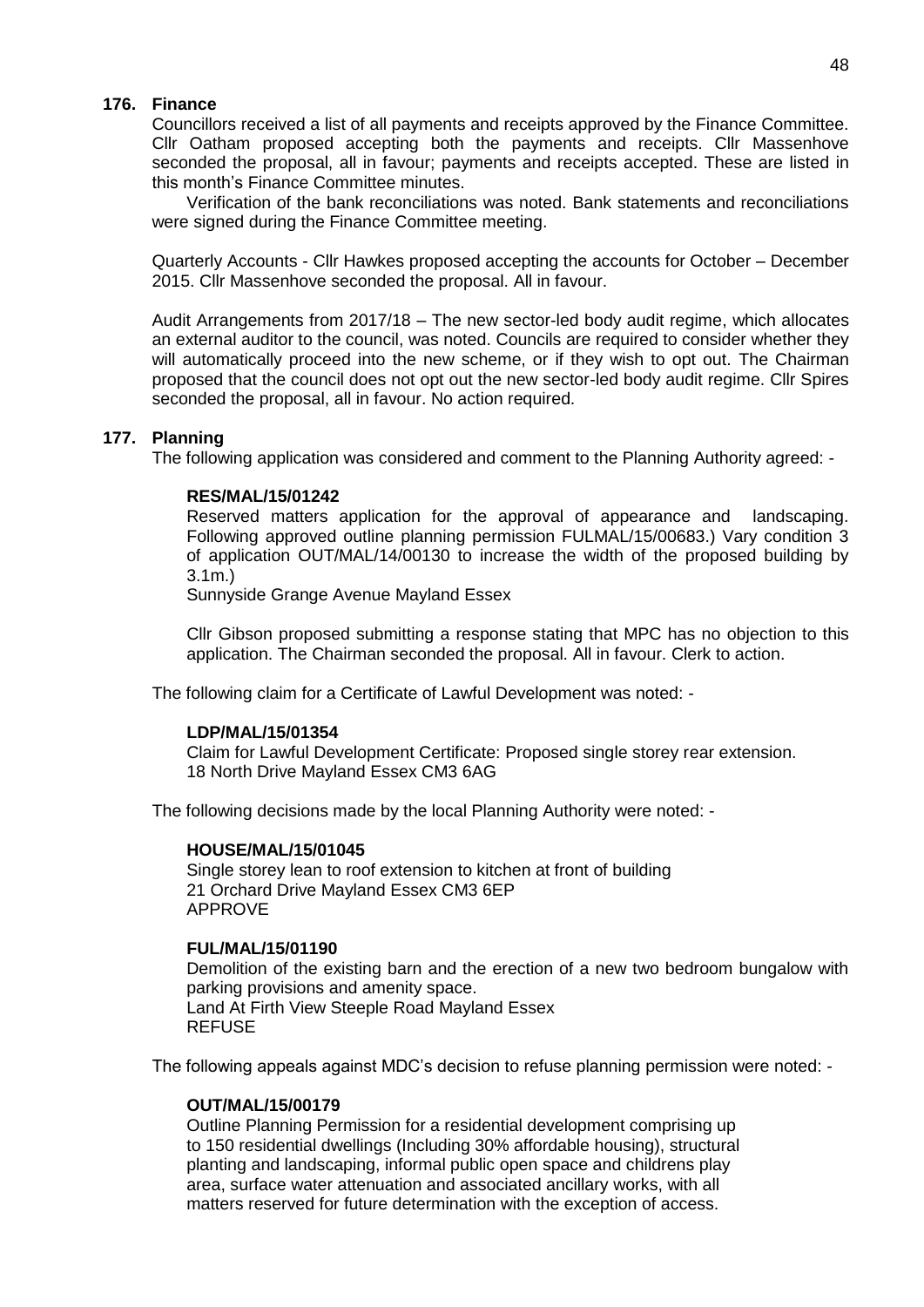## 176. Finance

Councillors received a list of all payments and receipts approved by the Finance Committee. Cllr Oatham proposed accepting both the payments and receipts. Cllr Massenhove seconded the proposal, all in favour; payments and receipts accepted. These are listed in this month's Finance Committee minutes.

Verification of the bank reconciliations was noted. Bank statements and reconciliations were signed during the Finance Committee meeting.

Quarterly Accounts - Cllr Hawkes proposed accepting the accounts for October – December 2015. Cllr Massenhove seconded the proposal. All in favour.

Audit Arrangements from 2017/18 – The new sector-led body audit regime, which allocates an external auditor to the council, was noted. Councils are required to consider whether they will automatically proceed into the new scheme, or if they wish to opt out. The Chairman proposed that the council does not opt out the new sector-led body audit regime. Cllr Spires seconded the proposal, all in favour. No action required.

## 177. Planning

The following application was considered and comment to the Planning Authority agreed: -

**RES/MAL/15/01242**

Reserved matters application for the approval of appearance and landscaping. Following approved outline planning permission FULMAL/15/00683.) Vary condition 3 of application OUT/MAL/14/00130 to increase the width of the proposed building by 3.1m.)

Sunnyside Grange Avenue Mayland Essex

Cllr Gibson proposed submitting a response stating that MPC has no objection to this application. The Chairman seconded the proposal. All in favour. Clerk to action.

The following claim for a Certificate of Lawful Development was noted: -

**LDP/MAL/15/01354**

Claim for Lawful Development Certificate: Proposed single storey rear extension.
18 North Drive Mayland Essex CM3 6AG

The following decisions made by the local Planning Authority were noted: -

**HOUSE/MAL/15/01045**

Single storey lean to roof extension to kitchen at front of building
21 Orchard Drive Mayland Essex CM3 6EP
APPROVE

**FUL/MAL/15/01190**

Demolition of the existing barn and the erection of a new two bedroom bungalow with parking provisions and amenity space.
Land At Firth View Steeple Road Mayland Essex
REFUSE

The following appeals against MDC's decision to refuse planning permission were noted: -

**OUT/MAL/15/00179**

Outline Planning Permission for a residential development comprising up to 150 residential dwellings (Including 30% affordable housing), structural planting and landscaping, informal public open space and childrens play area, surface water attenuation and associated ancillary works, with all matters reserved for future determination with the exception of access.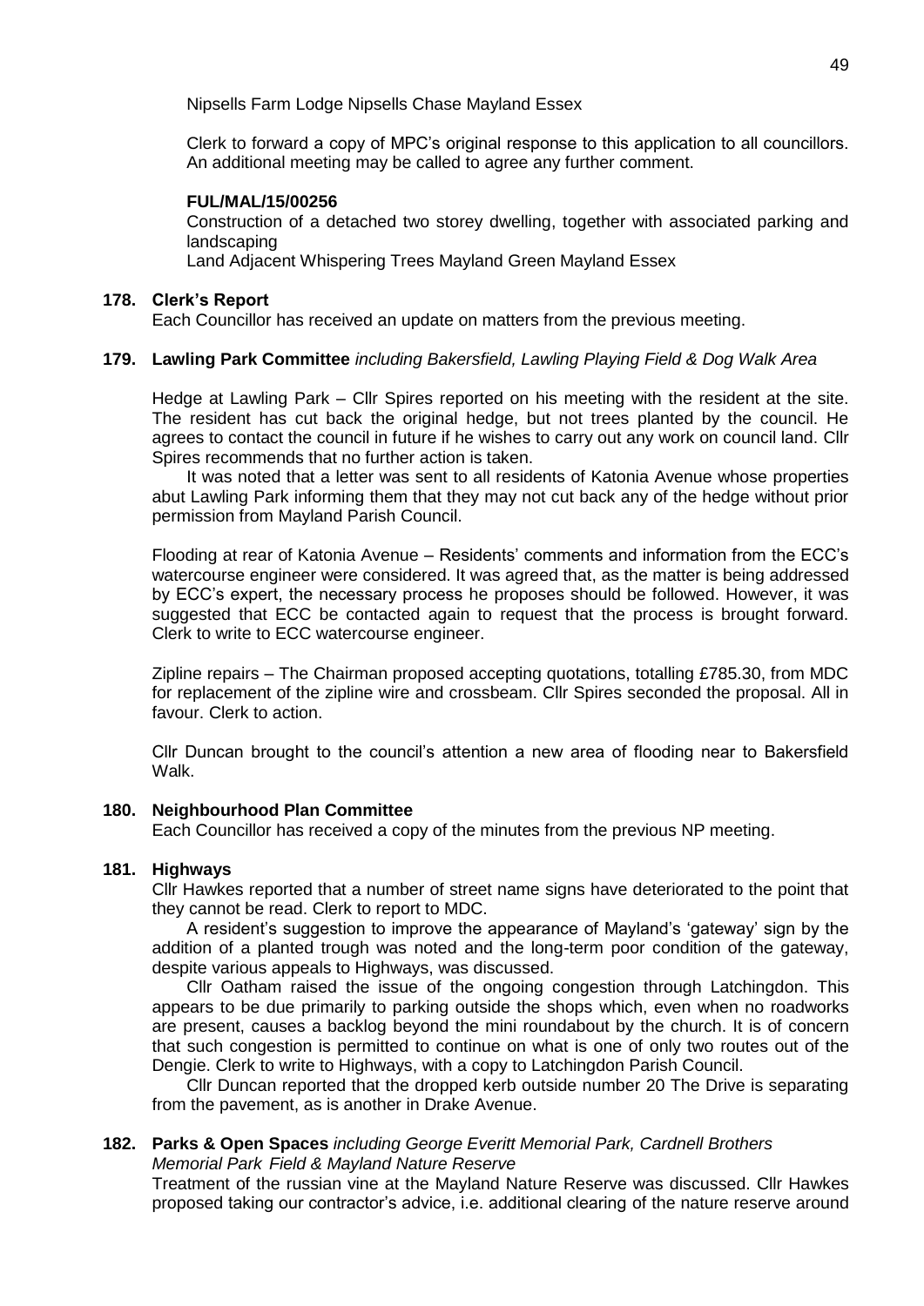Nipsells Farm Lodge Nipsells Chase Mayland Essex

Clerk to forward a copy of MPC's original response to this application to all councillors. An additional meeting may be called to agree any further comment.

**FUL/MAL/15/00256**

Construction of a detached two storey dwelling, together with associated parking and landscaping

Land Adjacent Whispering Trees Mayland Green Mayland Essex

**178. Clerk's Report**

Each Councillor has received an update on matters from the previous meeting.

**179. Lawling Park Committee** *including Bakersfield, Lawling Playing Field & Dog Walk Area*

Hedge at Lawling Park – Cllr Spires reported on his meeting with the resident at the site. The resident has cut back the original hedge, but not trees planted by the council. He agrees to contact the council in future if he wishes to carry out any work on council land. Cllr Spires recommends that no further action is taken.

It was noted that a letter was sent to all residents of Katonia Avenue whose properties abut Lawling Park informing them that they may not cut back any of the hedge without prior permission from Mayland Parish Council.

Flooding at rear of Katonia Avenue – Residents' comments and information from the ECC's watercourse engineer were considered. It was agreed that, as the matter is being addressed by ECC's expert, the necessary process he proposes should be followed. However, it was suggested that ECC be contacted again to request that the process is brought forward. Clerk to write to ECC watercourse engineer.

Zipline repairs – The Chairman proposed accepting quotations, totalling £785.30, from MDC for replacement of the zipline wire and crossbeam. Cllr Spires seconded the proposal. All in favour. Clerk to action.

Cllr Duncan brought to the council's attention a new area of flooding near to Bakersfield Walk.

**180. Neighbourhood Plan Committee**

Each Councillor has received a copy of the minutes from the previous NP meeting.

**181. Highways**

Cllr Hawkes reported that a number of street name signs have deteriorated to the point that they cannot be read. Clerk to report to MDC.

A resident's suggestion to improve the appearance of Mayland's 'gateway' sign by the addition of a planted trough was noted and the long-term poor condition of the gateway, despite various appeals to Highways, was discussed.

Cllr Oatham raised the issue of the ongoing congestion through Latchingdon. This appears to be due primarily to parking outside the shops which, even when no roadworks are present, causes a backlog beyond the mini roundabout by the church. It is of concern that such congestion is permitted to continue on what is one of only two routes out of the Dengie. Clerk to write to Highways, with a copy to Latchingdon Parish Council.

Cllr Duncan reported that the dropped kerb outside number 20 The Drive is separating from the pavement, as is another in Drake Avenue.

**182. Parks & Open Spaces** *including George Everitt Memorial Park, Cardnell Brothers Memorial Park Field & Mayland Nature Reserve*

Treatment of the russian vine at the Mayland Nature Reserve was discussed. Cllr Hawkes proposed taking our contractor's advice, i.e. additional clearing of the nature reserve around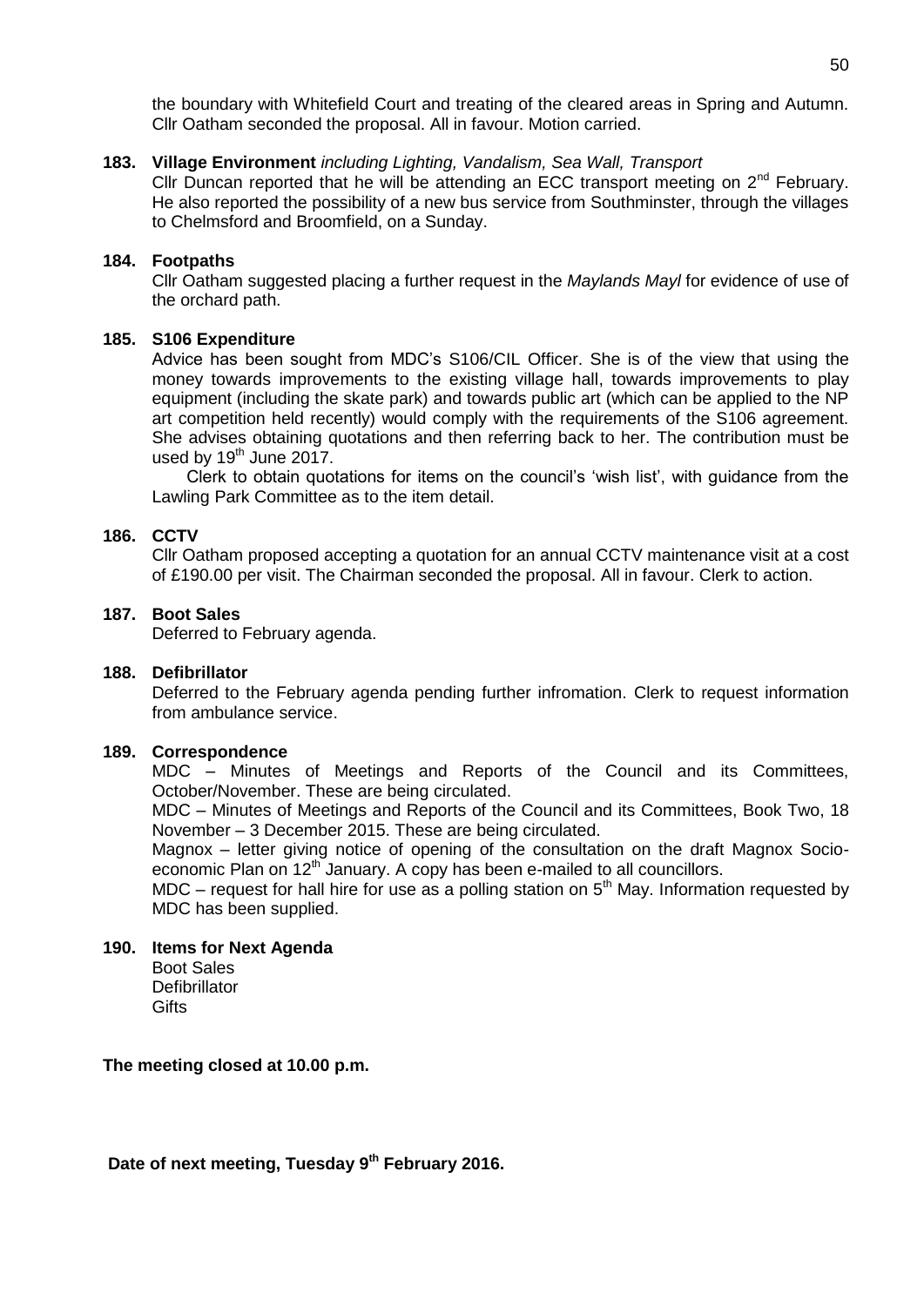the boundary with Whitefield Court and treating of the cleared areas in Spring and Autumn. Cllr Oatham seconded the proposal. All in favour. Motion carried.

**183. Village Environment** *including Lighting, Vandalism, Sea Wall, Transport*

Cllr Duncan reported that he will be attending an ECC transport meeting on 2nd February. He also reported the possibility of a new bus service from Southminster, through the villages to Chelmsford and Broomfield, on a Sunday.

**184. Footpaths**

Cllr Oatham suggested placing a further request in the *Maylands Mayl* for evidence of use of the orchard path.

**185. S106 Expenditure**

Advice has been sought from MDC's S106/CIL Officer. She is of the view that using the money towards improvements to the existing village hall, towards improvements to play equipment (including the skate park) and towards public art (which can be applied to the NP art competition held recently) would comply with the requirements of the S106 agreement. She advises obtaining quotations and then referring back to her. The contribution must be used by 19th June 2017.

Clerk to obtain quotations for items on the council's 'wish list', with guidance from the Lawling Park Committee as to the item detail.

**186. CCTV**

Cllr Oatham proposed accepting a quotation for an annual CCTV maintenance visit at a cost of £190.00 per visit. The Chairman seconded the proposal. All in favour. Clerk to action.

**187. Boot Sales**

Deferred to February agenda.

**188. Defibrillator**

Deferred to the February agenda pending further infromation. Clerk to request information from ambulance service.

**189. Correspondence**

MDC – Minutes of Meetings and Reports of the Council and its Committees, October/November. These are being circulated.

MDC – Minutes of Meetings and Reports of the Council and its Committees, Book Two, 18 November – 3 December 2015. These are being circulated.

Magnox – letter giving notice of opening of the consultation on the draft Magnox Socio-economic Plan on 12th January. A copy has been e-mailed to all councillors.

MDC – request for hall hire for use as a polling station on 5th May. Information requested by MDC has been supplied.

**190. Items for Next Agenda**

Boot Sales
Defibrillator
Gifts

**The meeting closed at 10.00 p.m.**

**Date of next meeting, Tuesday 9th February 2016.**